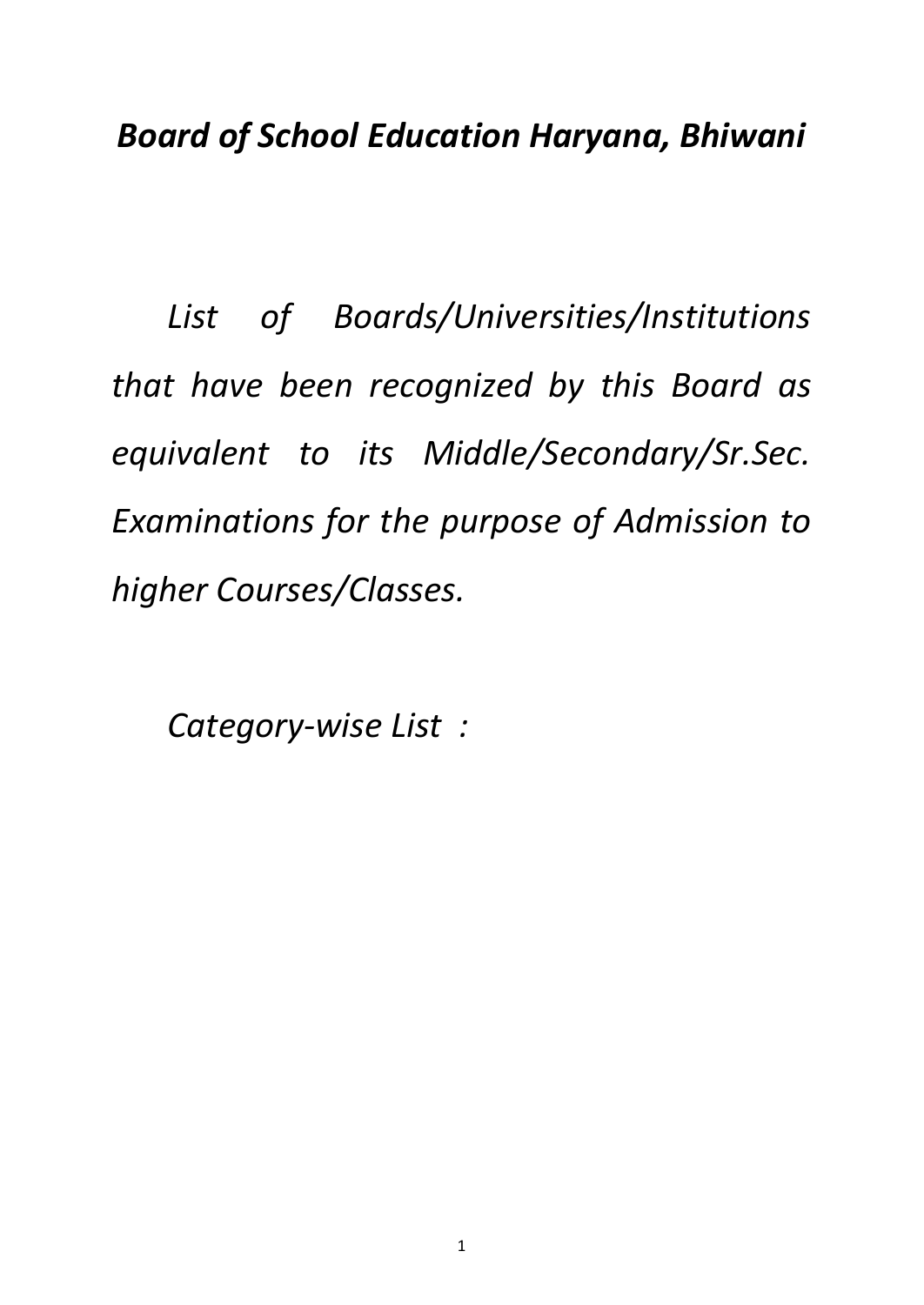# ***Board of School Education Haryana, Bhiwani***

*List of Boards/Universities/Institutions that have been recognized by this Board as equivalent to its Middle/Secondary/Sr.Sec. Examinations for the purpose of Admission to higher Courses/Classes.*

*Category-wise List :*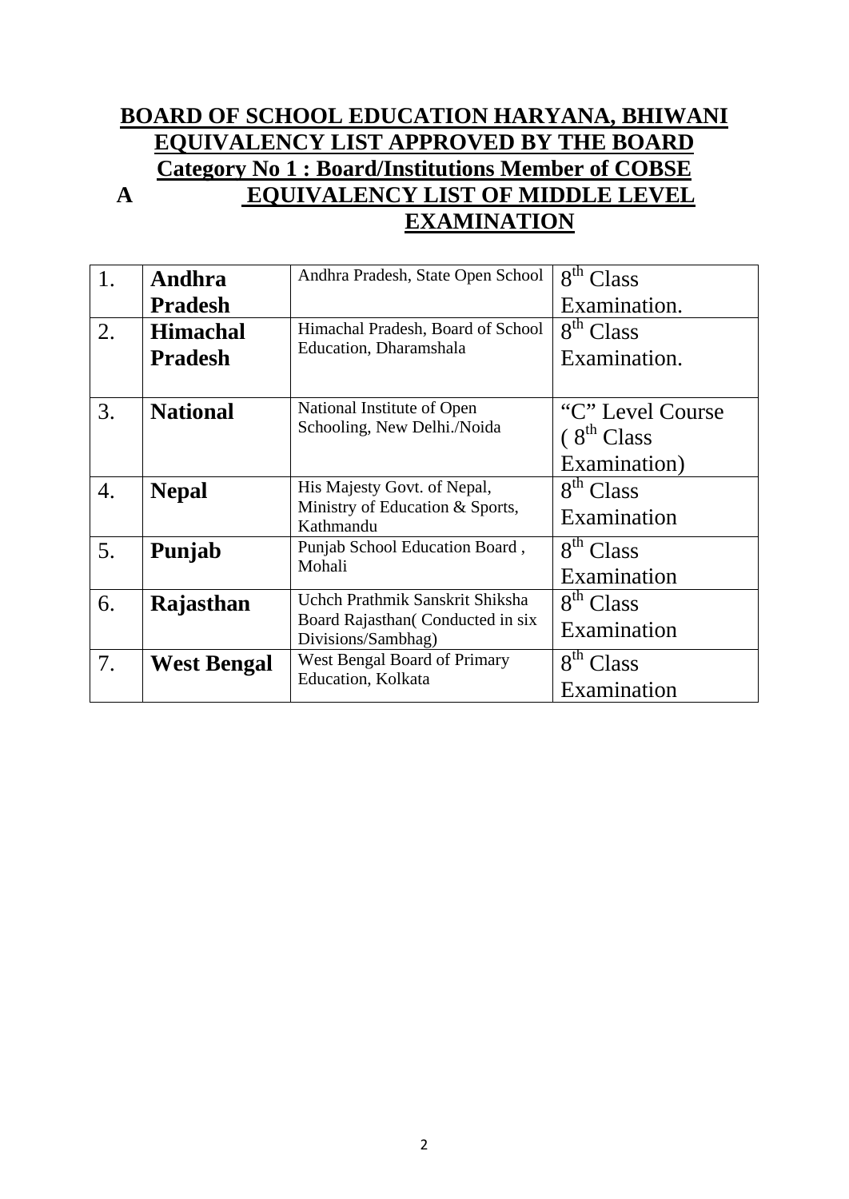# BOARD OF SCHOOL EDUCATION HARYANA, BHIWANI

## EQUIVALENCY LIST APPROVED BY THE BOARD

### Category No 1 : Board/Institutions Member of COBSE

### A EQUIVALENCY LIST OF MIDDLE LEVEL EXAMINATION

| | | | |
|---|---|---|---|
| 1. | **Andhra Pradesh** | Andhra Pradesh, State Open School | 8th Class Examination. |
| 2. | **Himachal Pradesh** | Himachal Pradesh, Board of School Education, Dharamshala | 8th Class Examination. |
| 3. | **National** | National Institute of Open Schooling, New Delhi./Noida | "C" Level Course ( 8th Class Examination) |
| 4. | **Nepal** | His Majesty Govt. of Nepal, Ministry of Education & Sports, Kathmandu | 8th Class Examination |
| 5. | **Punjab** | Punjab School Education Board , Mohali | 8th Class Examination |
| 6. | **Rajasthan** | Uchch Prathmik Sanskrit Shiksha Board Rajasthan( Conducted in six Divisions/Sambhag) | 8th Class Examination |
| 7. | **West Bengal** | West Bengal Board of Primary Education, Kolkata | 8th Class Examination |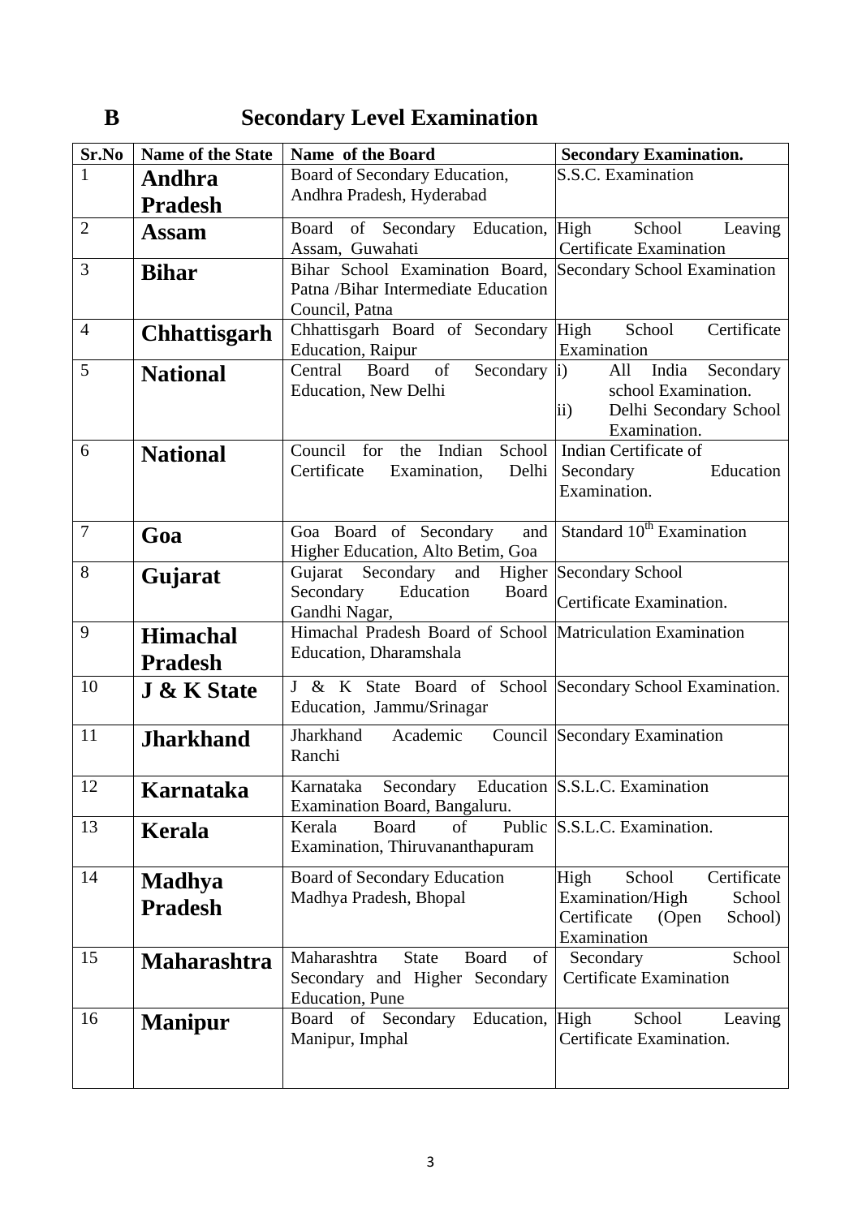# B Secondary Level Examination

| Sr.No | Name of the State | Name of the Board | Secondary Examination. |
|---|---|---|---|
| 1 | **Andhra Pradesh** | Board of Secondary Education, Andhra Pradesh, Hyderabad | S.S.C. Examination |
| 2 | **Assam** | Board of Secondary Education, Assam, Guwahati | High School Leaving Certificate Examination |
| 3 | **Bihar** | Bihar School Examination Board, Patna /Bihar Intermediate Education Council, Patna | Secondary School Examination |
| 4 | **Chhattisgarh** | Chhattisgarh Board of Secondary Education, Raipur | High School Certificate Examination |
| 5 | **National** | Central Board of Secondary Education, New Delhi | i) All India Secondary school Examination. ii) Delhi Secondary School Examination. |
| 6 | **National** | Council for the Indian School Certificate Examination, Delhi | Indian Certificate of Secondary Education Examination. |
| 7 | **Goa** | Goa Board of Secondary and Higher Education, Alto Betim, Goa | Standard 10th Examination |
| 8 | **Gujarat** | Gujarat Secondary and Higher Secondary Education Board Gandhi Nagar, | Secondary School Certificate Examination. |
| 9 | **Himachal Pradesh** | Himachal Pradesh Board of School Education, Dharamshala | Matriculation Examination |
| 10 | **J & K State** | J & K State Board of School Education, Jammu/Srinagar | Secondary School Examination. |
| 11 | **Jharkhand** | Jharkhand Academic Council Ranchi | Secondary Examination |
| 12 | **Karnataka** | Karnataka Secondary Education Examination Board, Bangaluru. | S.S.L.C. Examination |
| 13 | **Kerala** | Kerala Board of Public Examination, Thiruvananthapuram | S.S.L.C. Examination. |
| 14 | **Madhya Pradesh** | Board of Secondary Education Madhya Pradesh, Bhopal | High School Certificate Examination/High School Certificate (Open School) Examination |
| 15 | **Maharashtra** | Maharashtra State Board of Secondary and Higher Secondary Education, Pune | Secondary School Certificate Examination |
| 16 | **Manipur** | Board of Secondary Education, Manipur, Imphal | High School Leaving Certificate Examination. |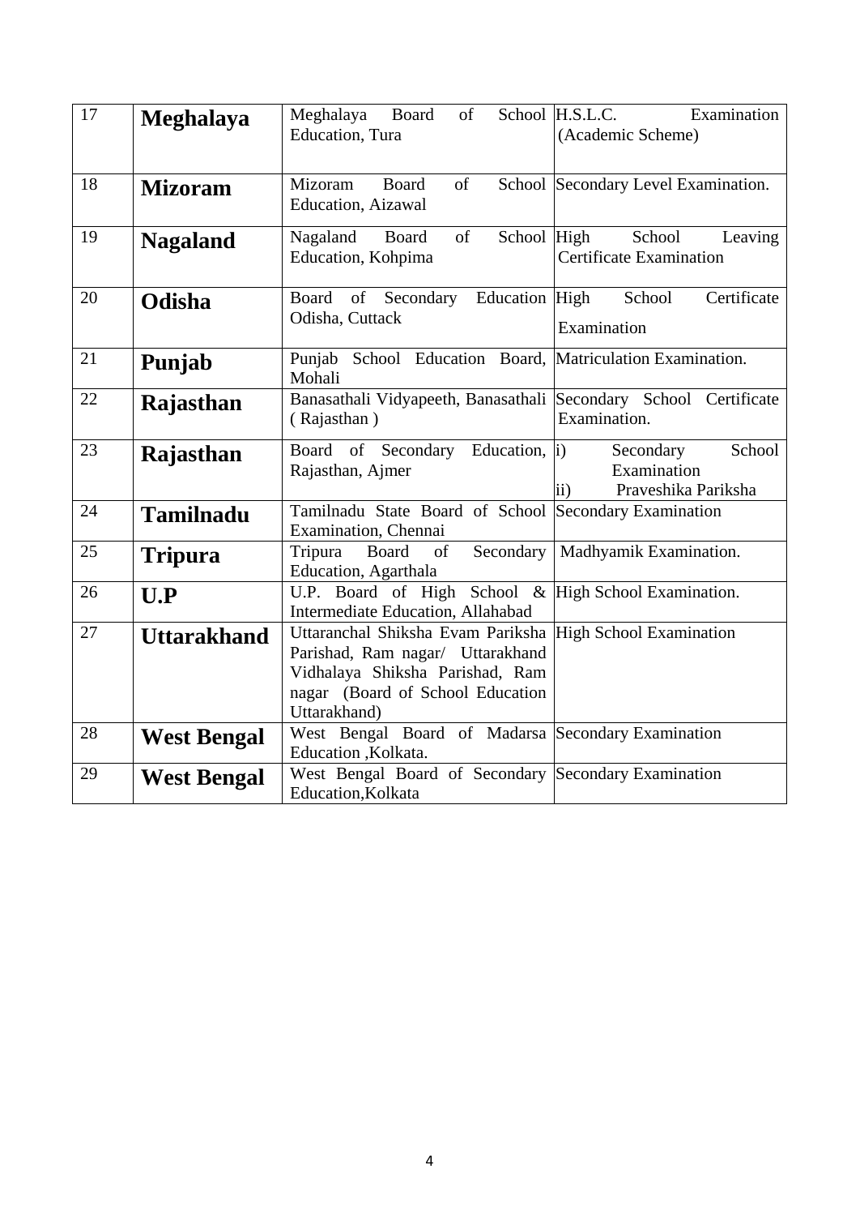| 17 | **Meghalaya** | Meghalaya Board of School Education, Tura | H.S.L.C. Examination (Academic Scheme) |
|---|---|---|---|
| 18 | **Mizoram** | Mizoram Board of School Education, Aizawal | Secondary Level Examination. |
| 19 | **Nagaland** | Nagaland Board of School Education, Kohpima | High School Leaving Certificate Examination |
| 20 | **Odisha** | Board of Secondary Education Odisha, Cuttack | High School Certificate Examination |
| 21 | **Punjab** | Punjab School Education Board, Mohali | Matriculation Examination. |
| 22 | **Rajasthan** | Banasathali Vidyapeeth, Banasathali ( Rajasthan ) | Secondary School Certificate Examination. |
| 23 | **Rajasthan** | Board of Secondary Education, Rajasthan, Ajmer | i) Secondary School Examination<br>ii) Praveshika Pariksha |
| 24 | **Tamilnadu** | Tamilnadu State Board of School Examination, Chennai | Secondary Examination |
| 25 | **Tripura** | Tripura Board of Secondary Education, Agarthala | Madhyamik Examination. |
| 26 | **U.P** | U.P. Board of High School & Intermediate Education, Allahabad | High School Examination. |
| 27 | **Uttarakhand** | Uttaranchal Shiksha Evam Pariksha Parishad, Ram nagar/ Uttarakhand Vidhalaya Shiksha Parishad, Ram nagar (Board of School Education Uttarakhand) | High School Examination |
| 28 | **West Bengal** | West Bengal Board of Madarsa Education ,Kolkata. | Secondary Examination |
| 29 | **West Bengal** | West Bengal Board of Secondary Education,Kolkata | Secondary Examination |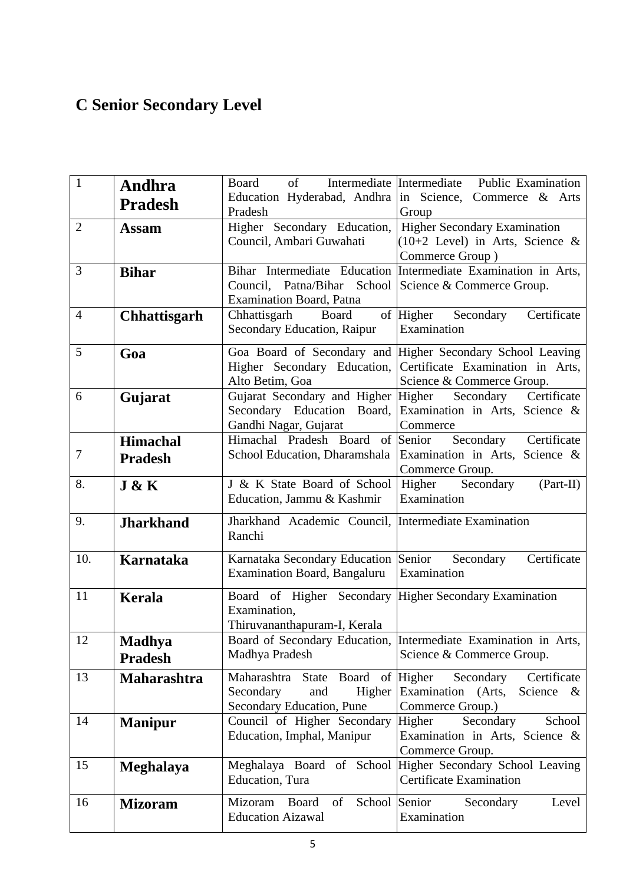## C Senior Secondary Level

| | | | |
|---|---|---|---|
| 1 | **Andhra Pradesh** | Board of Intermediate Education Hyderabad, Andhra Pradesh | Intermediate Public Examination in Science, Commerce & Arts Group |
| 2 | **Assam** | Higher Secondary Education, Council, Ambari Guwahati | Higher Secondary Examination (10+2 Level) in Arts, Science & Commerce Group ) |
| 3 | **Bihar** | Bihar Intermediate Education Council, Patna/Bihar School Examination Board, Patna | Intermediate Examination in Arts, Science & Commerce Group. |
| 4 | **Chhattisgarh** | Chhattisgarh Board of Secondary Education, Raipur | Higher Secondary Certificate Examination |
| 5 | **Goa** | Goa Board of Secondary and Higher Secondary Education, Alto Betim, Goa | Higher Secondary School Leaving Certificate Examination in Arts, Science & Commerce Group. |
| 6 | **Gujarat** | Gujarat Secondary and Higher Secondary Education Board, Gandhi Nagar, Gujarat | Higher Secondary Certificate Examination in Arts, Science & Commerce |
| 7 | **Himachal Pradesh** | Himachal Pradesh Board of School Education, Dharamshala | Senior Secondary Certificate Examination in Arts, Science & Commerce Group. |
| 8. | **J & K** | J & K State Board of School Education, Jammu & Kashmir | Higher Secondary (Part-II) Examination |
| 9. | **Jharkhand** | Jharkhand Academic Council, Ranchi | Intermediate Examination |
| 10. | **Karnataka** | Karnataka Secondary Education Examination Board, Bangaluru | Senior Secondary Certificate Examination |
| 11 | **Kerala** | Board of Higher Secondary Examination, Thiruvananthapuram-I, Kerala | Higher Secondary Examination |
| 12 | **Madhya Pradesh** | Board of Secondary Education, Madhya Pradesh | Intermediate Examination in Arts, Science & Commerce Group. |
| 13 | **Maharashtra** | Maharashtra State Board of Secondary and Higher Secondary Education, Pune | Higher Secondary Certificate Examination (Arts, Science & Commerce Group.) |
| 14 | **Manipur** | Council of Higher Secondary Education, Imphal, Manipur | Higher Secondary School Examination in Arts, Science & Commerce Group. |
| 15 | **Meghalaya** | Meghalaya Board of School Education, Tura | Higher Secondary School Leaving Certificate Examination |
| 16 | **Mizoram** | Mizoram Board of School Education Aizawal | Senior Secondary Level Examination |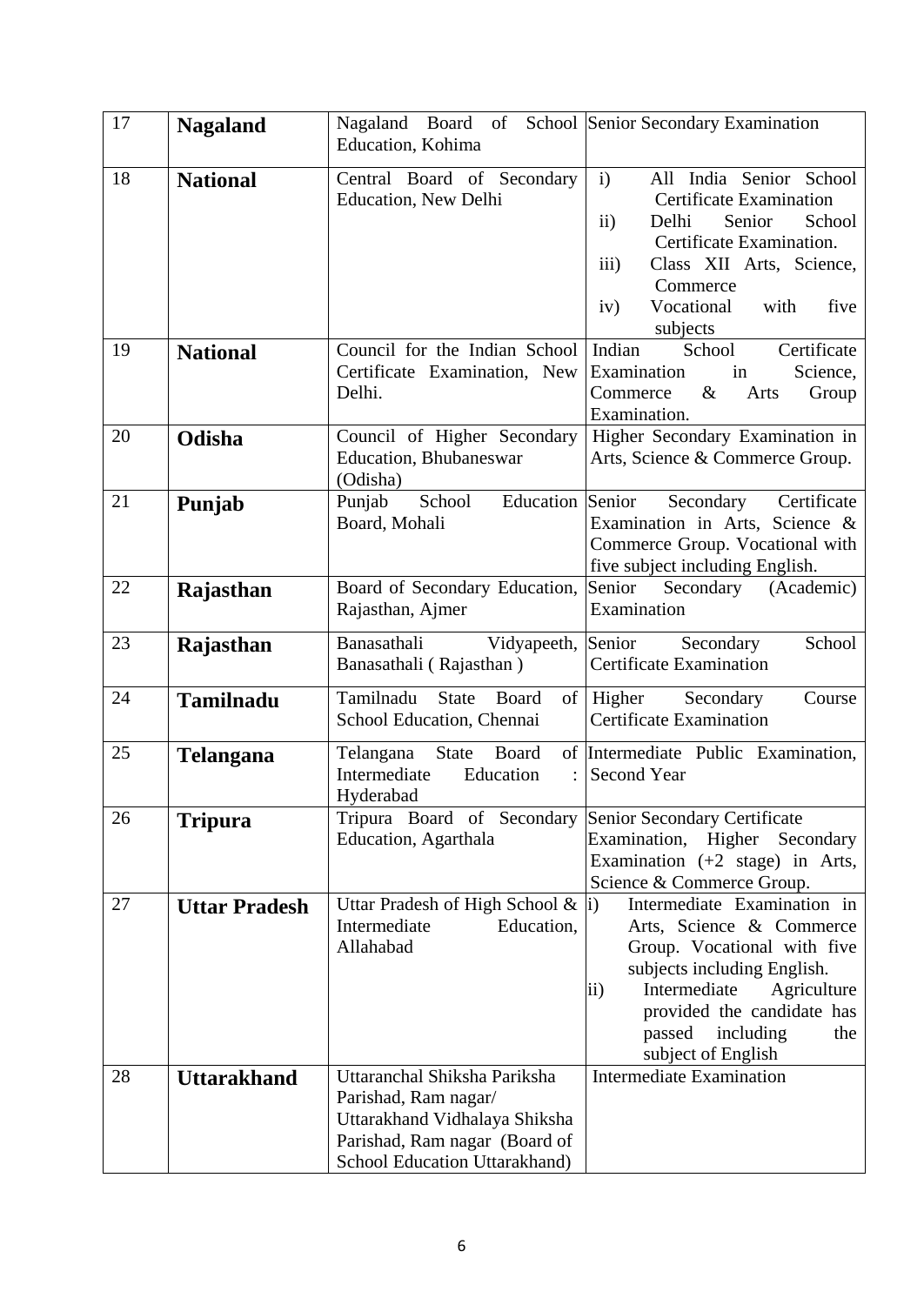| 17 | **Nagaland** | Nagaland Board of School Education, Kohima | Senior Secondary Examination |
|---|---|---|---|
| 18 | **National** | Central Board of Secondary Education, New Delhi | i) All India Senior School Certificate Examination<br>ii) Delhi Senior School Certificate Examination.<br>iii) Class XII Arts, Science, Commerce<br>iv) Vocational with five subjects |
| 19 | **National** | Council for the Indian School Certificate Examination, New Delhi. | Indian School Certificate Examination in Science, Commerce & Arts Group Examination. |
| 20 | **Odisha** | Council of Higher Secondary Education, Bhubaneswar (Odisha) | Higher Secondary Examination in Arts, Science & Commerce Group. |
| 21 | **Punjab** | Punjab School Education Board, Mohali | Senior Secondary Certificate Examination in Arts, Science & Commerce Group. Vocational with five subject including English. |
| 22 | **Rajasthan** | Board of Secondary Education, Rajasthan, Ajmer | Senior Secondary (Academic) Examination |
| 23 | **Rajasthan** | Banasathali Vidyapeeth, Banasathali ( Rajasthan ) | Senior Secondary School Certificate Examination |
| 24 | **Tamilnadu** | Tamilnadu State Board of School Education, Chennai | Higher Secondary Course Certificate Examination |
| 25 | **Telangana** | Telangana State Board of Intermediate Education : Hyderabad | Intermediate Public Examination, Second Year |
| 26 | **Tripura** | Tripura Board of Secondary Education, Agarthala | Senior Secondary Certificate Examination, Higher Secondary Examination (+2 stage) in Arts, Science & Commerce Group. |
| 27 | **Uttar Pradesh** | Uttar Pradesh of High School & Intermediate Education, Allahabad | i) Intermediate Examination in Arts, Science & Commerce Group. Vocational with five subjects including English.<br>ii) Intermediate Agriculture provided the candidate has passed including the subject of English |
| 28 | **Uttarakhand** | Uttaranchal Shiksha Pariksha Parishad, Ram nagar/ Uttarakhand Vidhalaya Shiksha Parishad, Ram nagar (Board of School Education Uttarakhand) | Intermediate Examination |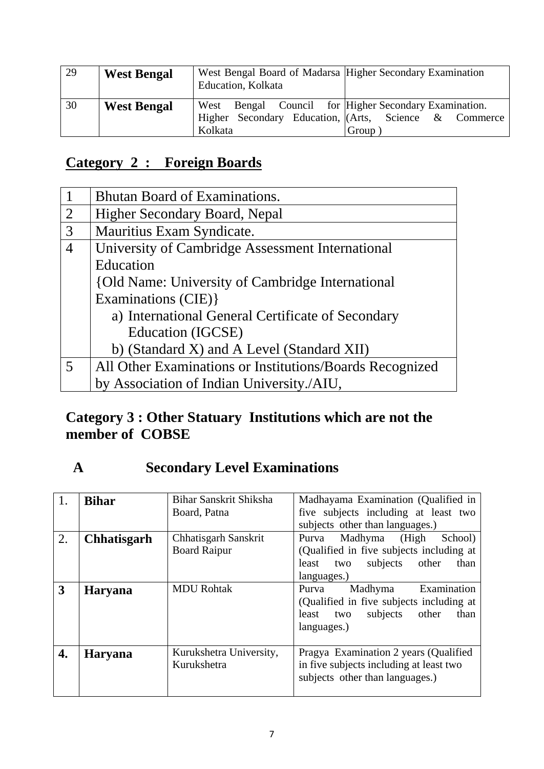| 29 | **West Bengal** | West Bengal Board of Madarsa Education, Kolkata | Higher Secondary Examination |
|---|---|---|---|
| 30 | **West Bengal** | West Bengal Council for Higher Secondary Education, Kolkata | Higher Secondary Examination. (Arts, Science & Commerce Group ) |

## Category 2 : Foreign Boards

| 1 | Bhutan Board of Examinations. |
|---|---|
| 2 | Higher Secondary Board, Nepal |
| 3 | Mauritius Exam Syndicate. |
| 4 | University of Cambridge Assessment International Education {Old Name: University of Cambridge International Examinations (CIE)} a) International General Certificate of Secondary Education (IGCSE) b) (Standard X) and A Level (Standard XII) |
| 5 | All Other Examinations or Institutions/Boards Recognized by Association of Indian University./AIU, |

## Category 3 : Other Statuary Institutions which are not the member of COBSE

### A Secondary Level Examinations

| 1. | **Bihar** | Bihar Sanskrit Shiksha Board, Patna | Madhayama Examination (Qualified in five subjects including at least two subjects other than languages.) |
|---|---|---|---|
| 2. | **Chhatisgarh** | Chhatisgarh Sanskrit Board Raipur | Purva Madhyma (High School) (Qualified in five subjects including at least two subjects other than languages.) |
| **3** | **Haryana** | MDU Rohtak | Purva Madhyma Examination (Qualified in five subjects including at least two subjects other than languages.) |
| **4.** | **Haryana** | Kurukshetra University, Kurukshetra | Pragya Examination 2 years (Qualified in five subjects including at least two subjects other than languages.) |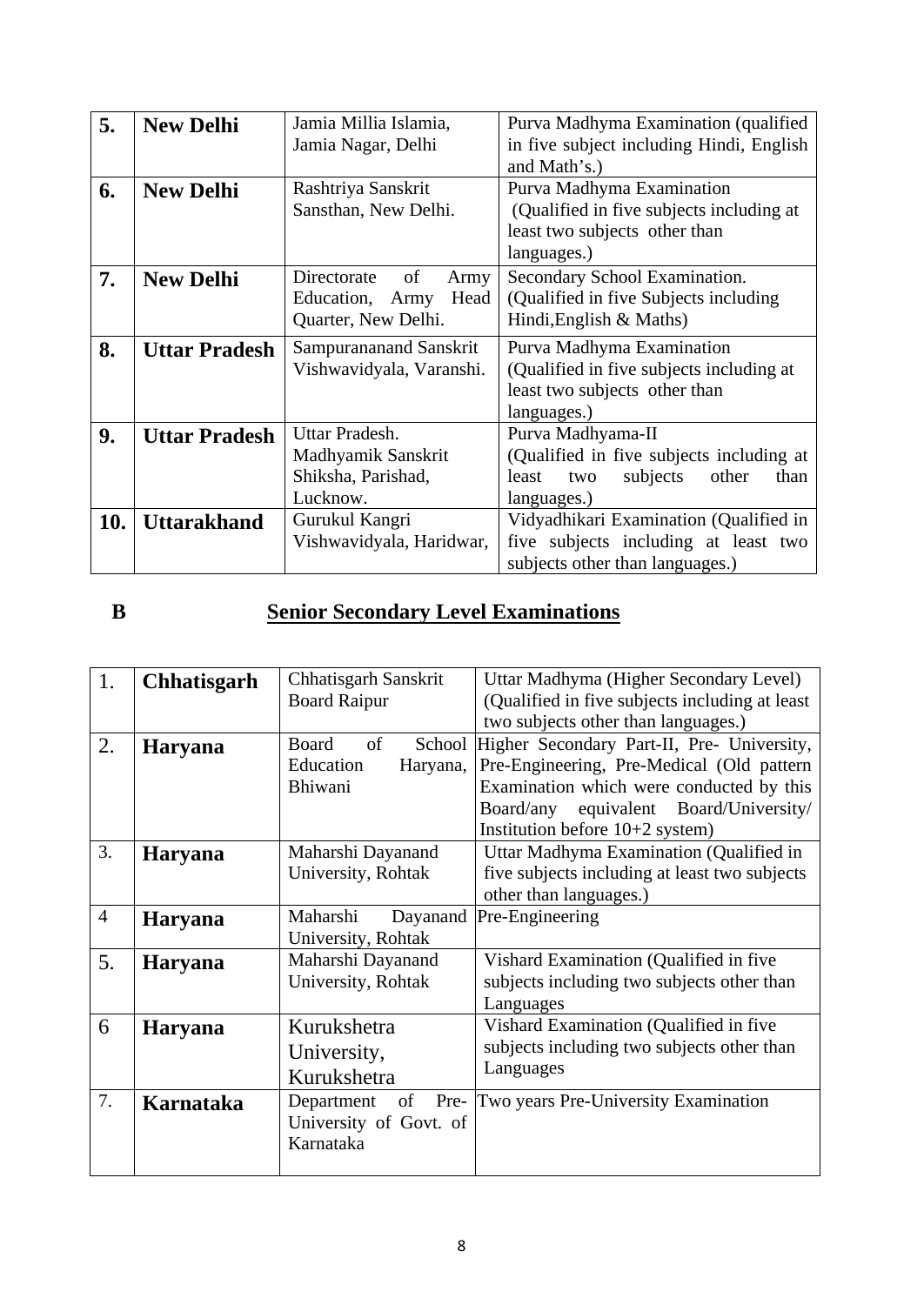| 5. | **New Delhi** | Jamia Millia Islamia, Jamia Nagar, Delhi | Purva Madhyma Examination (qualified in five subject including Hindi, English and Math's.) |
|---|---|---|---|
| 6. | **New Delhi** | Rashtriya Sanskrit Sansthan, New Delhi. | Purva Madhyma Examination (Qualified in five subjects including at least two subjects other than languages.) |
| 7. | **New Delhi** | Directorate of Army Education, Army Head Quarter, New Delhi. | Secondary School Examination. (Qualified in five Subjects including Hindi,English & Maths) |
| 8. | **Uttar Pradesh** | Sampurananand Sanskrit Vishwavidyala, Varanshi. | Purva Madhyma Examination (Qualified in five subjects including at least two subjects other than languages.) |
| 9. | **Uttar Pradesh** | Uttar Pradesh. Madhyamik Sanskrit Shiksha, Parishad, Lucknow. | Purva Madhyama-II (Qualified in five subjects including at least two subjects other than languages.) |
| 10. | **Uttarakhand** | Gurukul Kangri Vishwavidyala, Haridwar, | Vidyadhikari Examination (Qualified in five subjects including at least two subjects other than languages.) |

## B Senior Secondary Level Examinations

| 1. | **Chhatisgarh** | Chhatisgarh Sanskrit Board Raipur | Uttar Madhyma (Higher Secondary Level) (Qualified in five subjects including at least two subjects other than languages.) |
|---|---|---|---|
| 2. | **Haryana** | Board of School Education Haryana, Bhiwani | Higher Secondary Part-II, Pre- University, Pre-Engineering, Pre-Medical (Old pattern Examination which were conducted by this Board/any equivalent Board/University/ Institution before 10+2 system) |
| 3. | **Haryana** | Maharshi Dayanand University, Rohtak | Uttar Madhyma Examination (Qualified in five subjects including at least two subjects other than languages.) |
| 4 | **Haryana** | Maharshi Dayanand University, Rohtak | Pre-Engineering |
| 5. | **Haryana** | Maharshi Dayanand University, Rohtak | Vishard Examination (Qualified in five subjects including two subjects other than Languages |
| 6 | **Haryana** | Kurukshetra University, Kurukshetra | Vishard Examination (Qualified in five subjects including two subjects other than Languages |
| 7. | **Karnataka** | Department of Pre-University of Govt. of Karnataka | Two years Pre-University Examination |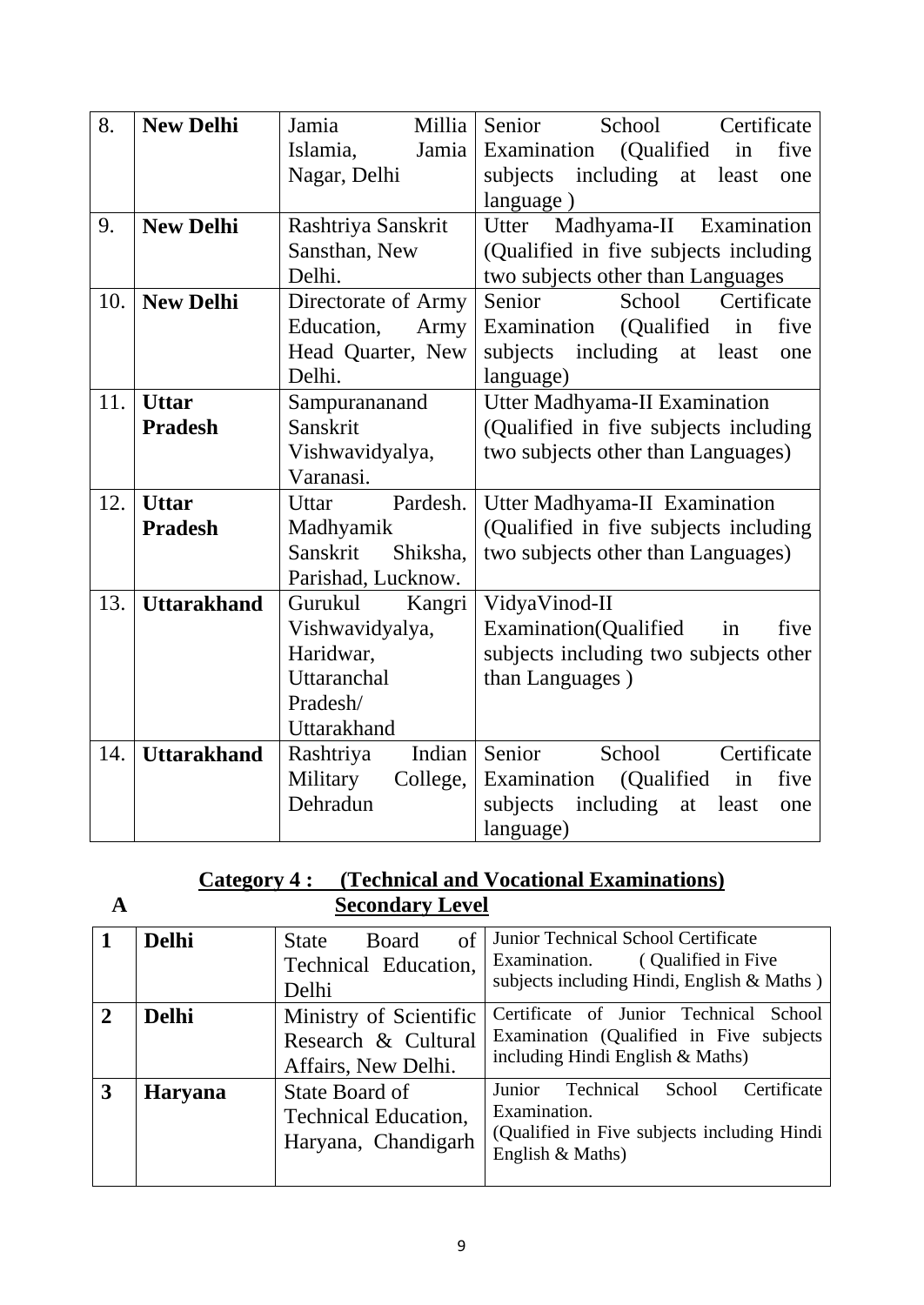| 8. | **New Delhi** | Jamia Millia Islamia, Jamia Nagar, Delhi | Senior School Certificate Examination (Qualified in five subjects including at least one language ) |
|---|---|---|---|
| 9. | **New Delhi** | Rashtriya Sanskrit Sansthan, New Delhi. | Utter Madhyama-II Examination (Qualified in five subjects including two subjects other than Languages |
| 10. | **New Delhi** | Directorate of Army Education, Army Head Quarter, New Delhi. | Senior School Certificate Examination (Qualified in five subjects including at least one language) |
| 11. | **Uttar Pradesh** | Sampurananand Sanskrit Vishwavidyalya, Varanasi. | Utter Madhyama-II Examination (Qualified in five subjects including two subjects other than Languages) |
| 12. | **Uttar Pradesh** | Uttar Pardesh. Madhyamik Sanskrit Shiksha, Parishad, Lucknow. | Utter Madhyama-II Examination (Qualified in five subjects including two subjects other than Languages) |
| 13. | **Uttarakhand** | Gurukul Kangri Vishwavidyalya, Haridwar, Uttaranchal Pradesh/ Uttarakhand | VidyaVinod-II Examination(Qualified in five subjects including two subjects other than Languages ) |
| 14. | **Uttarakhand** | Rashtriya Indian Military College, Dehradun | Senior School Certificate Examination (Qualified in five subjects including at least one language) |

## Category 4 : (Technical and Vocational Examinations)

**A** **Secondary Level**

| **1** | **Delhi** | State Board of Technical Education, Delhi | Junior Technical School Certificate Examination. ( Qualified in Five subjects including Hindi, English & Maths ) |
|---|---|---|---|
| **2** | **Delhi** | Ministry of Scientific Research & Cultural Affairs, New Delhi. | Certificate of Junior Technical School Examination (Qualified in Five subjects including Hindi English & Maths) |
| **3** | **Haryana** | State Board of Technical Education, Haryana, Chandigarh | Junior Technical School Certificate Examination. (Qualified in Five subjects including Hindi English & Maths) |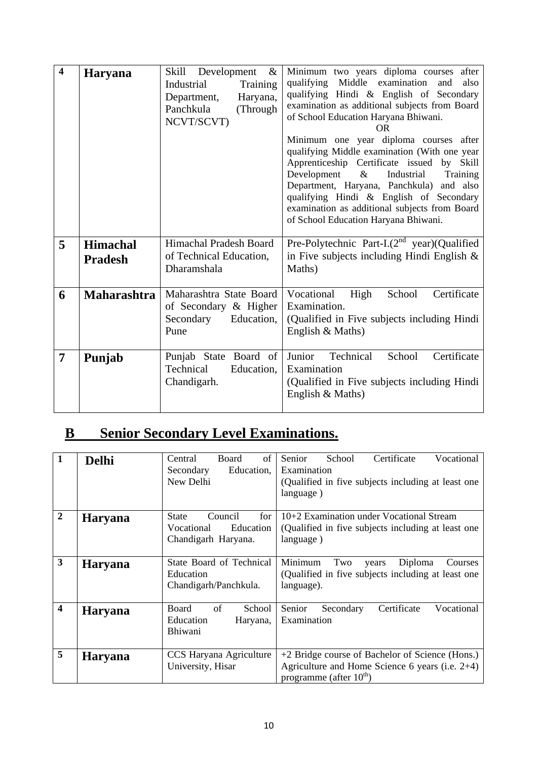| 4 | **Haryana** | Skill Development & Industrial Training Department, Haryana, Panchkula (Through NCVT/SCVT) | Minimum two years diploma courses after qualifying Middle examination and also qualifying Hindi & English of Secondary examination as additional subjects from Board of School Education Haryana Bhiwani.<br>OR<br>Minimum one year diploma courses after qualifying Middle examination (With one year Apprenticeship Certificate issued by Skill Development & Industrial Training Department, Haryana, Panchkula) and also qualifying Hindi & English of Secondary examination as additional subjects from Board of School Education Haryana Bhiwani. |
|---|---|---|---|
| 5 | **Himachal Pradesh** | Himachal Pradesh Board of Technical Education, Dharamshala | Pre-Polytechnic Part-I.(2nd year)(Qualified in Five subjects including Hindi English & Maths) |
| 6 | **Maharashtra** | Maharashtra State Board of Secondary & Higher Secondary Education, Pune | Vocational High School Certificate Examination.<br>(Qualified in Five subjects including Hindi English & Maths) |
| 7 | **Punjab** | Punjab State Board of Technical Education, Chandigarh. | Junior Technical School Certificate Examination<br>(Qualified in Five subjects including Hindi English & Maths) |

## B Senior Secondary Level Examinations.

| 1 | **Delhi** | Central Board of Secondary Education, New Delhi | Senior School Certificate Vocational Examination<br>(Qualified in five subjects including at least one language ) |
|---|---|---|---|
| 2 | **Haryana** | State Council for Vocational Education Chandigarh Haryana. | 10+2 Examination under Vocational Stream<br>(Qualified in five subjects including at least one language ) |
| 3 | **Haryana** | State Board of Technical Education Chandigarh/Panchkula. | Minimum Two years Diploma Courses (Qualified in five subjects including at least one language). |
| 4 | **Haryana** | Board of School Education Haryana, Bhiwani | Senior Secondary Certificate Vocational Examination |
| 5 | **Haryana** | CCS Haryana Agriculture University, Hisar | +2 Bridge course of Bachelor of Science (Hons.) Agriculture and Home Science 6 years (i.e. 2+4) programme (after 10th) |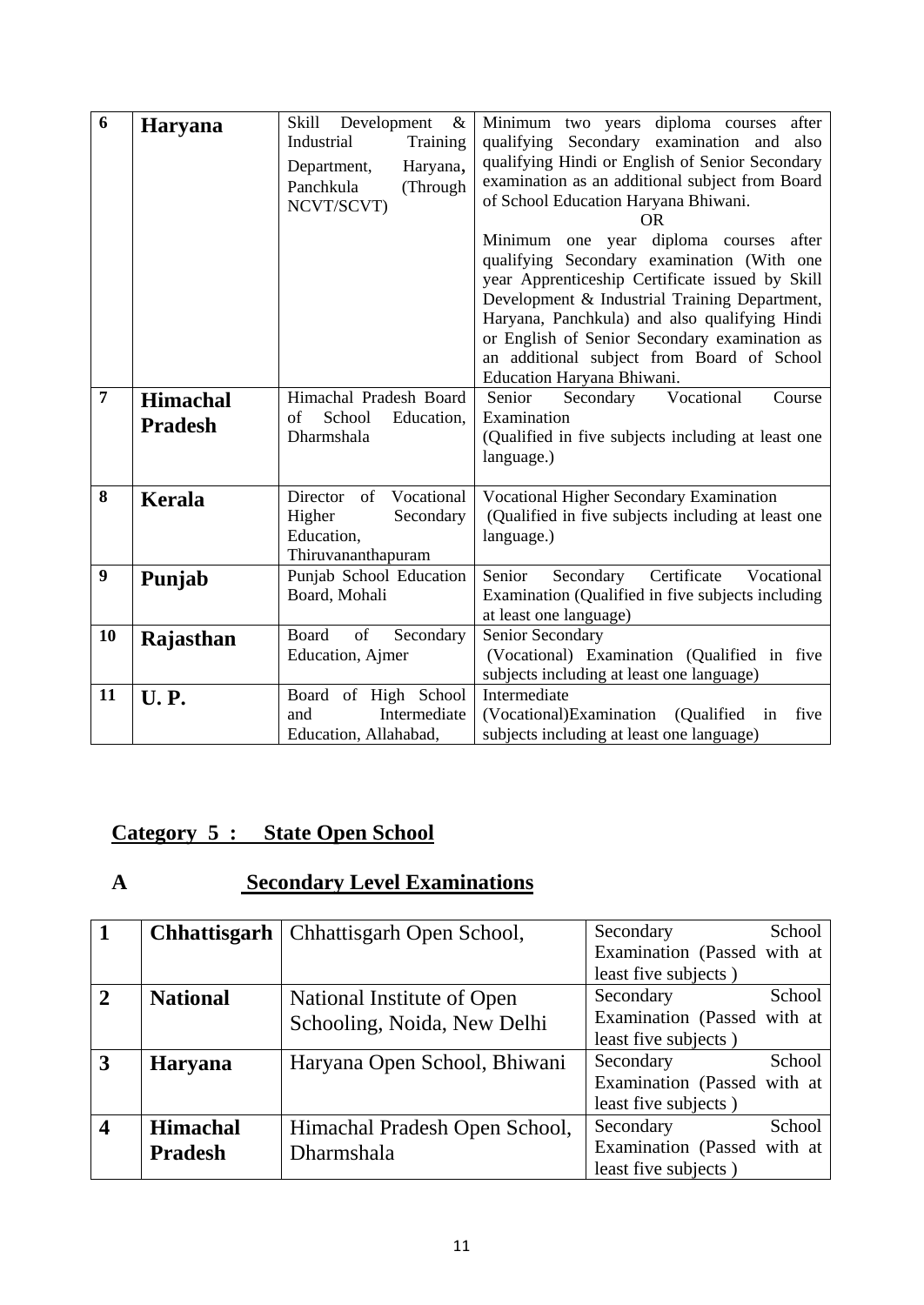| | | | |
|---|---|---|---|
| 6 | **Haryana** | Skill Development & Industrial Training Department, Haryana, Panchkula (Through NCVT/SCVT) | Minimum two years diploma courses after qualifying Secondary examination and also qualifying Hindi or English of Senior Secondary examination as an additional subject from Board of School Education Haryana Bhiwani.<br>OR<br>Minimum one year diploma courses after qualifying Secondary examination (With one year Apprenticeship Certificate issued by Skill Development & Industrial Training Department, Haryana, Panchkula) and also qualifying Hindi or English of Senior Secondary examination as an additional subject from Board of School Education Haryana Bhiwani. |
| 7 | **Himachal Pradesh** | Himachal Pradesh Board of School Education, Dharmshala | Senior Secondary Vocational Course Examination<br>(Qualified in five subjects including at least one language.) |
| 8 | **Kerala** | Director of Vocational Higher Secondary Education, Thiruvananthapuram | Vocational Higher Secondary Examination<br>(Qualified in five subjects including at least one language.) |
| 9 | **Punjab** | Punjab School Education Board, Mohali | Senior Secondary Certificate Vocational Examination (Qualified in five subjects including at least one language) |
| 10 | **Rajasthan** | Board of Secondary Education, Ajmer | Senior Secondary<br>(Vocational) Examination (Qualified in five subjects including at least one language) |
| 11 | **U. P.** | Board of High School and Intermediate Education, Allahabad, | Intermediate<br>(Vocational)Examination (Qualified in five subjects including at least one language) |

## Category 5 : State Open School

### A Secondary Level Examinations

| | | | |
|---|---|---|---|
| **1** | **Chhattisgarh** | Chhattisgarh Open School, | Secondary School Examination (Passed with at least five subjects ) |
| **2** | **National** | National Institute of Open Schooling, Noida, New Delhi | Secondary School Examination (Passed with at least five subjects ) |
| **3** | **Haryana** | Haryana Open School, Bhiwani | Secondary School Examination (Passed with at least five subjects ) |
| **4** | **Himachal Pradesh** | Himachal Pradesh Open School, Dharmshala | Secondary School Examination (Passed with at least five subjects ) |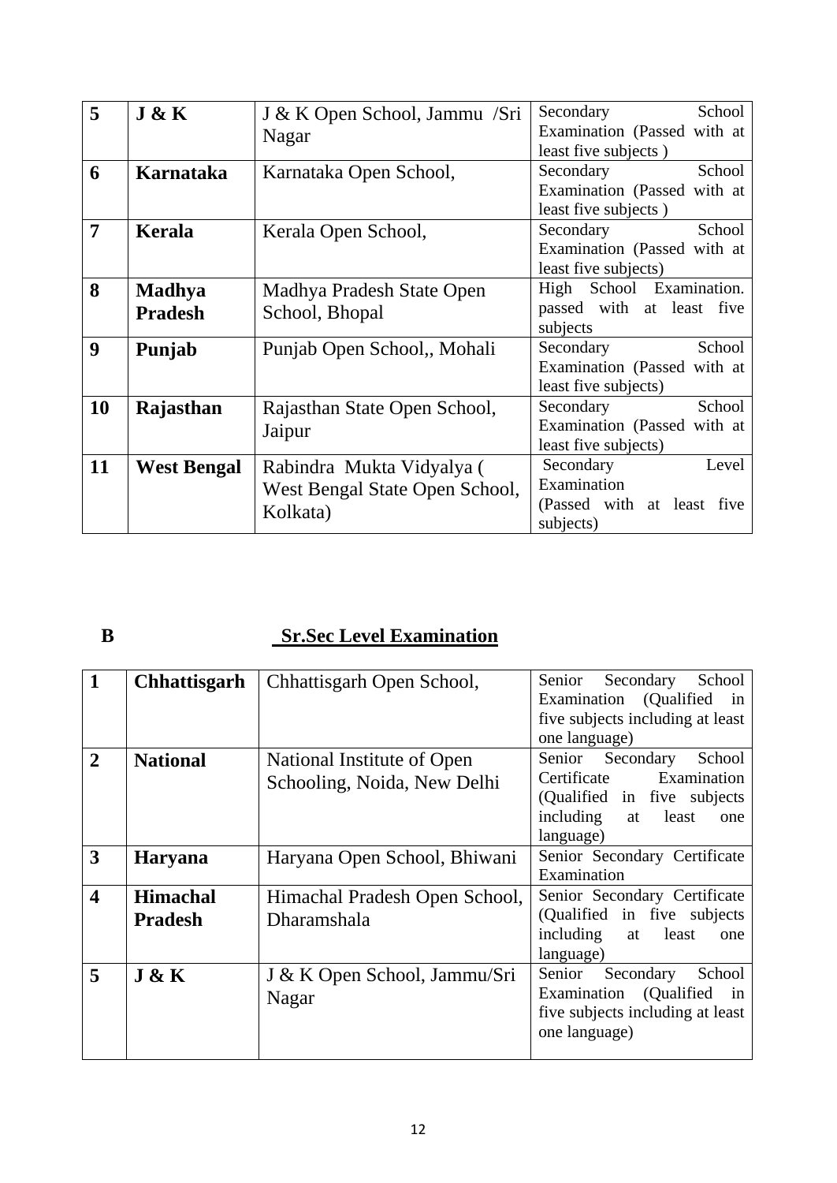| 5 | **J & K** | J & K Open School, Jammu /Sri Nagar | Secondary School Examination (Passed with at least five subjects ) |
|---|---|---|---|
| 6 | **Karnataka** | Karnataka Open School, | Secondary School Examination (Passed with at least five subjects ) |
| 7 | **Kerala** | Kerala Open School, | Secondary School Examination (Passed with at least five subjects) |
| 8 | **Madhya Pradesh** | Madhya Pradesh State Open School, Bhopal | High School Examination. passed with at least five subjects |
| 9 | **Punjab** | Punjab Open School,, Mohali | Secondary School Examination (Passed with at least five subjects) |
| 10 | **Rajasthan** | Rajasthan State Open School, Jaipur | Secondary School Examination (Passed with at least five subjects) |
| 11 | **West Bengal** | Rabindra Mukta Vidyalya ( West Bengal State Open School, Kolkata) | Secondary Level Examination (Passed with at least five subjects) |

**B** **Sr.Sec Level Examination**

| 1 | **Chhattisgarh** | Chhattisgarh Open School, | Senior Secondary School Examination (Qualified in five subjects including at least one language) |
|---|---|---|---|
| 2 | **National** | National Institute of Open Schooling, Noida, New Delhi | Senior Secondary School Certificate Examination (Qualified in five subjects including at least one language) |
| 3 | **Haryana** | Haryana Open School, Bhiwani | Senior Secondary Certificate Examination |
| 4 | **Himachal Pradesh** | Himachal Pradesh Open School, Dharamshala | Senior Secondary Certificate (Qualified in five subjects including at least one language) |
| 5 | **J & K** | J & K Open School, Jammu/Sri Nagar | Senior Secondary School Examination (Qualified in five subjects including at least one language) |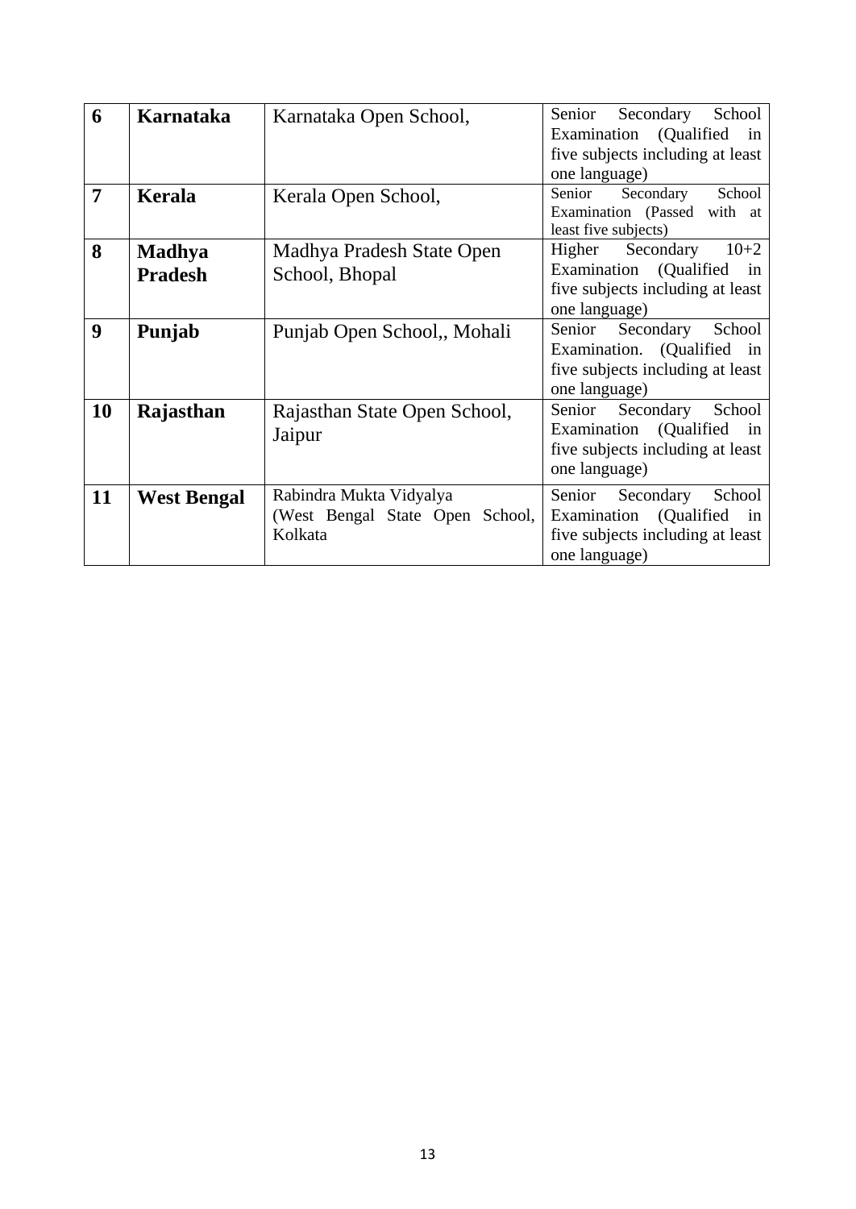| | | | |
|---|---|---|---|
| **6** | **Karnataka** | Karnataka Open School, | Senior Secondary School Examination (Qualified in five subjects including at least one language) |
| **7** | **Kerala** | Kerala Open School, | Senior Secondary School Examination (Passed with at least five subjects) |
| **8** | **Madhya Pradesh** | Madhya Pradesh State Open School, Bhopal | Higher Secondary 10+2 Examination (Qualified in five subjects including at least one language) |
| **9** | **Punjab** | Punjab Open School,, Mohali | Senior Secondary School Examination. (Qualified in five subjects including at least one language) |
| **10** | **Rajasthan** | Rajasthan State Open School, Jaipur | Senior Secondary School Examination (Qualified in five subjects including at least one language) |
| **11** | **West Bengal** | Rabindra Mukta Vidyalya (West Bengal State Open School, Kolkata | Senior Secondary School Examination (Qualified in five subjects including at least one language) |